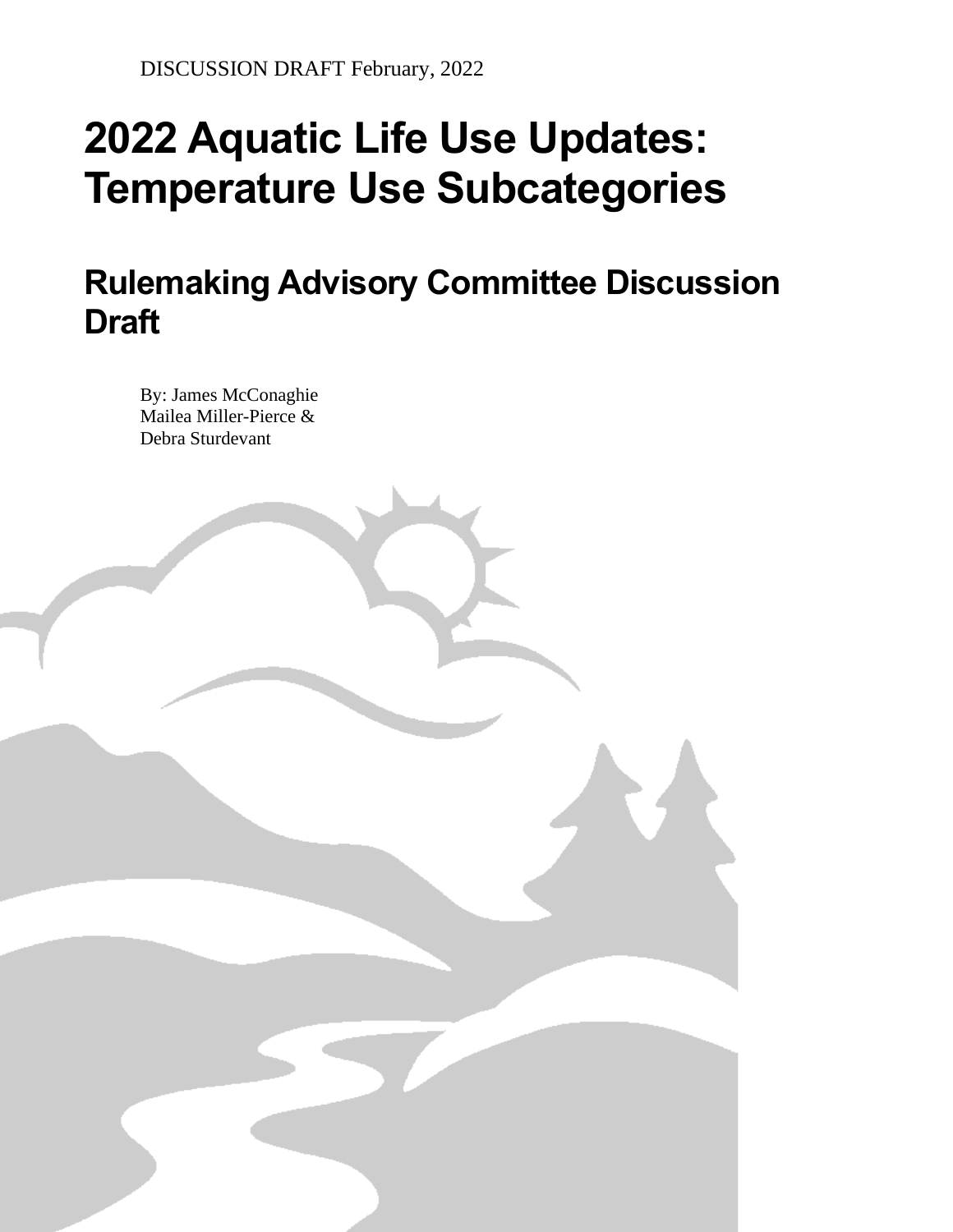DISCUSSION DRAFT February, 2022

# 2022 Aquatic Life Use Updates: Temperature Use Subcategories

## Rulemaking Advisory Committee Discussion Draft

By: James McConaghie
Mailea Miller-Pierce &
Debra Sturdevant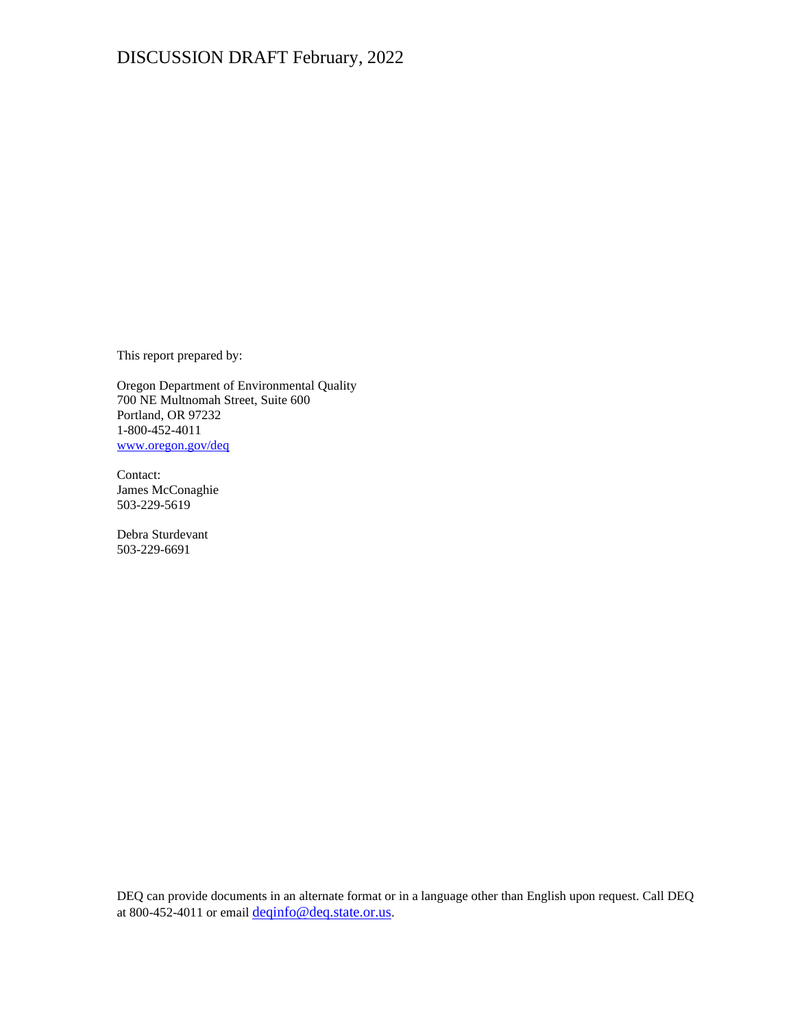DISCUSSION DRAFT February, 2022

This report prepared by:

Oregon Department of Environmental Quality
700 NE Multnomah Street, Suite 600
Portland, OR 97232
1-800-452-4011
www.oregon.gov/deq

Contact:
James McConaghie
503-229-5619

Debra Sturdevant
503-229-6691

DEQ can provide documents in an alternate format or in a language other than English upon request. Call DEQ at 800-452-4011 or email deqinfo@deq.state.or.us.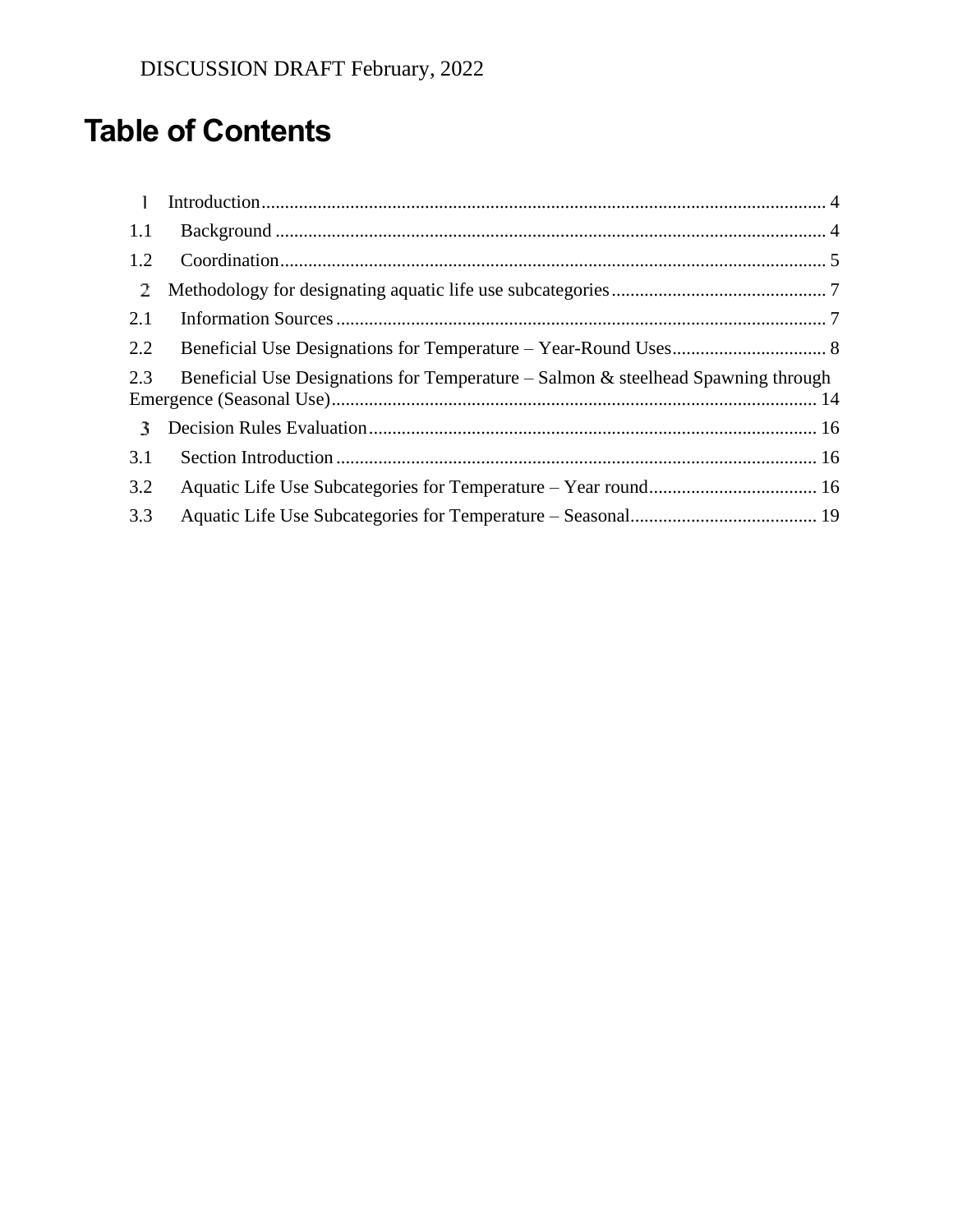# Table of Contents

1 Introduction.......................................................................................................................... 4

1.1 Background ...................................................................................................................... 4

1.2 Coordination..................................................................................................................... 5

2 Methodology for designating aquatic life use subcategories............................................. 7

2.1 Information Sources .......................................................................................................... 7

2.2 Beneficial Use Designations for Temperature – Year-Round Uses................................. 8

2.3 Beneficial Use Designations for Temperature – Salmon & steelhead Spawning through Emergence (Seasonal Use)....................................................................................................... 14

3 Decision Rules Evaluation................................................................................................. 16

3.1 Section Introduction ....................................................................................................... 16

3.2 Aquatic Life Use Subcategories for Temperature – Year round.................................... 16

3.3 Aquatic Life Use Subcategories for Temperature – Seasonal........................................ 19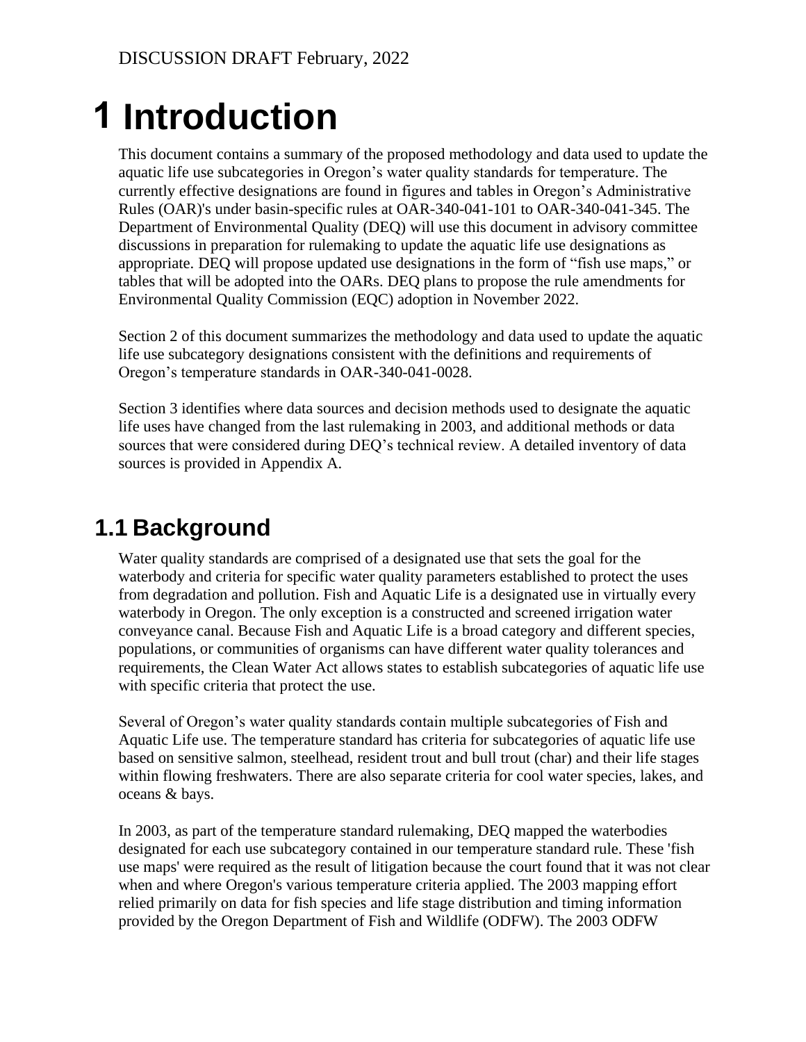# 1 Introduction

This document contains a summary of the proposed methodology and data used to update the aquatic life use subcategories in Oregon's water quality standards for temperature. The currently effective designations are found in figures and tables in Oregon's Administrative Rules (OAR)'s under basin-specific rules at OAR-340-041-101 to OAR-340-041-345. The Department of Environmental Quality (DEQ) will use this document in advisory committee discussions in preparation for rulemaking to update the aquatic life use designations as appropriate. DEQ will propose updated use designations in the form of "fish use maps," or tables that will be adopted into the OARs. DEQ plans to propose the rule amendments for Environmental Quality Commission (EQC) adoption in November 2022.

Section 2 of this document summarizes the methodology and data used to update the aquatic life use subcategory designations consistent with the definitions and requirements of Oregon's temperature standards in OAR-340-041-0028.

Section 3 identifies where data sources and decision methods used to designate the aquatic life uses have changed from the last rulemaking in 2003, and additional methods or data sources that were considered during DEQ's technical review. A detailed inventory of data sources is provided in Appendix A.

## 1.1 Background

Water quality standards are comprised of a designated use that sets the goal for the waterbody and criteria for specific water quality parameters established to protect the uses from degradation and pollution. Fish and Aquatic Life is a designated use in virtually every waterbody in Oregon. The only exception is a constructed and screened irrigation water conveyance canal. Because Fish and Aquatic Life is a broad category and different species, populations, or communities of organisms can have different water quality tolerances and requirements, the Clean Water Act allows states to establish subcategories of aquatic life use with specific criteria that protect the use.

Several of Oregon's water quality standards contain multiple subcategories of Fish and Aquatic Life use. The temperature standard has criteria for subcategories of aquatic life use based on sensitive salmon, steelhead, resident trout and bull trout (char) and their life stages within flowing freshwaters. There are also separate criteria for cool water species, lakes, and oceans & bays.

In 2003, as part of the temperature standard rulemaking, DEQ mapped the waterbodies designated for each use subcategory contained in our temperature standard rule. These 'fish use maps' were required as the result of litigation because the court found that it was not clear when and where Oregon's various temperature criteria applied. The 2003 mapping effort relied primarily on data for fish species and life stage distribution and timing information provided by the Oregon Department of Fish and Wildlife (ODFW). The 2003 ODFW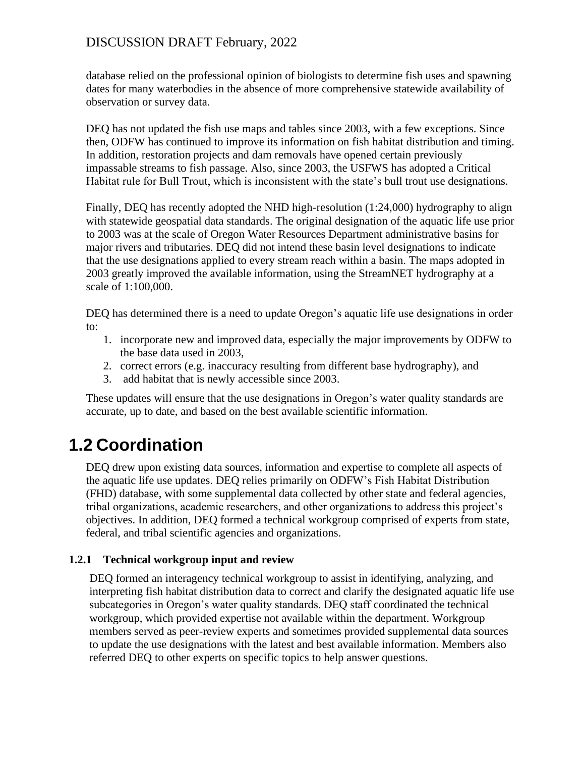database relied on the professional opinion of biologists to determine fish uses and spawning dates for many waterbodies in the absence of more comprehensive statewide availability of observation or survey data.

DEQ has not updated the fish use maps and tables since 2003, with a few exceptions. Since then, ODFW has continued to improve its information on fish habitat distribution and timing. In addition, restoration projects and dam removals have opened certain previously impassable streams to fish passage. Also, since 2003, the USFWS has adopted a Critical Habitat rule for Bull Trout, which is inconsistent with the state's bull trout use designations.

Finally, DEQ has recently adopted the NHD high-resolution (1:24,000) hydrography to align with statewide geospatial data standards. The original designation of the aquatic life use prior to 2003 was at the scale of Oregon Water Resources Department administrative basins for major rivers and tributaries. DEQ did not intend these basin level designations to indicate that the use designations applied to every stream reach within a basin. The maps adopted in 2003 greatly improved the available information, using the StreamNET hydrography at a scale of 1:100,000.

DEQ has determined there is a need to update Oregon's aquatic life use designations in order to:

1. incorporate new and improved data, especially the major improvements by ODFW to the base data used in 2003,
2. correct errors (e.g. inaccuracy resulting from different base hydrography), and
3. add habitat that is newly accessible since 2003.

These updates will ensure that the use designations in Oregon's water quality standards are accurate, up to date, and based on the best available scientific information.

## 1.2 Coordination

DEQ drew upon existing data sources, information and expertise to complete all aspects of the aquatic life use updates. DEQ relies primarily on ODFW's Fish Habitat Distribution (FHD) database, with some supplemental data collected by other state and federal agencies, tribal organizations, academic researchers, and other organizations to address this project's objectives. In addition, DEQ formed a technical workgroup comprised of experts from state, federal, and tribal scientific agencies and organizations.

### 1.2.1 Technical workgroup input and review

DEQ formed an interagency technical workgroup to assist in identifying, analyzing, and interpreting fish habitat distribution data to correct and clarify the designated aquatic life use subcategories in Oregon's water quality standards. DEQ staff coordinated the technical workgroup, which provided expertise not available within the department. Workgroup members served as peer-review experts and sometimes provided supplemental data sources to update the use designations with the latest and best available information. Members also referred DEQ to other experts on specific topics to help answer questions.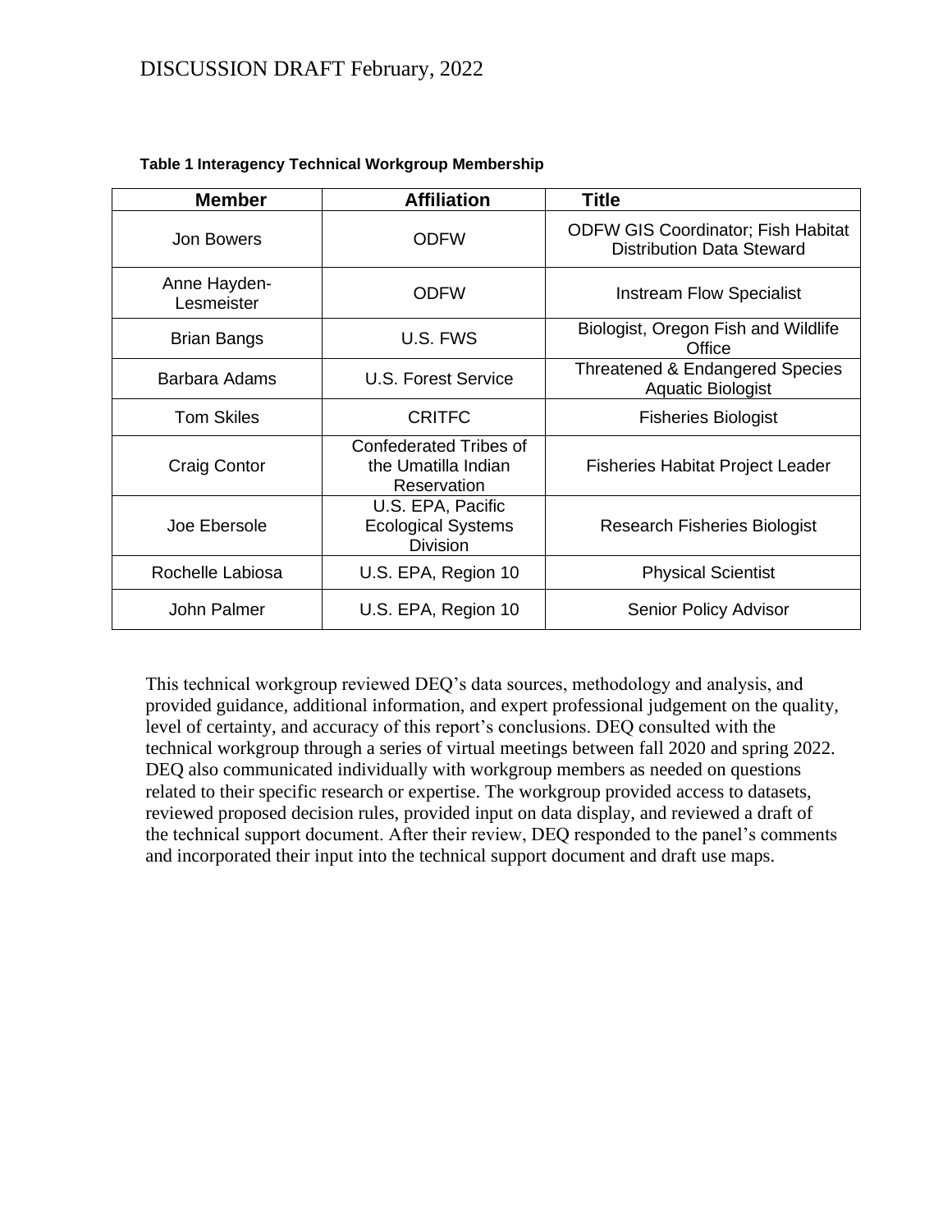**Table 1 Interagency Technical Workgroup Membership**

| Member | Affiliation | Title |
|---|---|---|
| Jon Bowers | ODFW | ODFW GIS Coordinator; Fish Habitat Distribution Data Steward |
| Anne Hayden-Lesmeister | ODFW | Instream Flow Specialist |
| Brian Bangs | U.S. FWS | Biologist, Oregon Fish and Wildlife Office |
| Barbara Adams | U.S. Forest Service | Threatened & Endangered Species Aquatic Biologist |
| Tom Skiles | CRITFC | Fisheries Biologist |
| Craig Contor | Confederated Tribes of the Umatilla Indian Reservation | Fisheries Habitat Project Leader |
| Joe Ebersole | U.S. EPA, Pacific Ecological Systems Division | Research Fisheries Biologist |
| Rochelle Labiosa | U.S. EPA, Region 10 | Physical Scientist |
| John Palmer | U.S. EPA, Region 10 | Senior Policy Advisor |

This technical workgroup reviewed DEQ's data sources, methodology and analysis, and provided guidance, additional information, and expert professional judgement on the quality, level of certainty, and accuracy of this report's conclusions. DEQ consulted with the technical workgroup through a series of virtual meetings between fall 2020 and spring 2022. DEQ also communicated individually with workgroup members as needed on questions related to their specific research or expertise. The workgroup provided access to datasets, reviewed proposed decision rules, provided input on data display, and reviewed a draft of the technical support document. After their review, DEQ responded to the panel's comments and incorporated their input into the technical support document and draft use maps.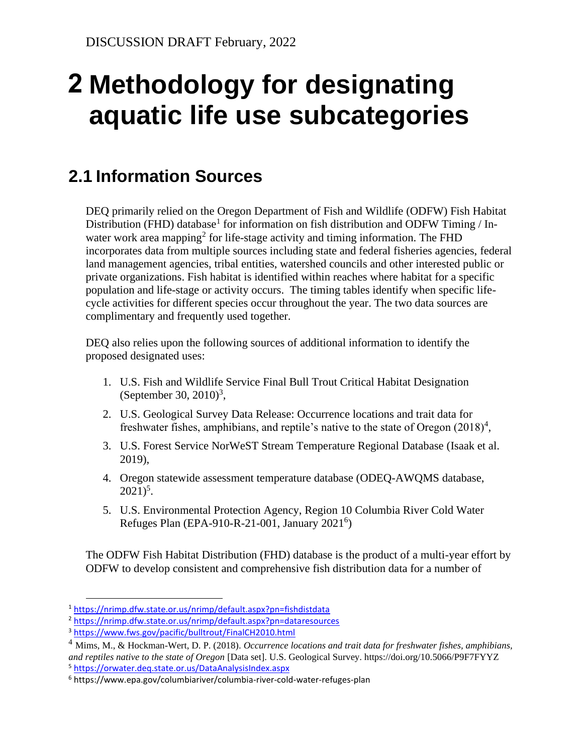# 2 Methodology for designating aquatic life use subcategories

## 2.1 Information Sources

DEQ primarily relied on the Oregon Department of Fish and Wildlife (ODFW) Fish Habitat Distribution (FHD) database[1] for information on fish distribution and ODFW Timing / In-water work area mapping[2] for life-stage activity and timing information. The FHD incorporates data from multiple sources including state and federal fisheries agencies, federal land management agencies, tribal entities, watershed councils and other interested public or private organizations. Fish habitat is identified within reaches where habitat for a specific population and life-stage or activity occurs. The timing tables identify when specific life-cycle activities for different species occur throughout the year. The two data sources are complimentary and frequently used together.

DEQ also relies upon the following sources of additional information to identify the proposed designated uses:

1. U.S. Fish and Wildlife Service Final Bull Trout Critical Habitat Designation (September 30, 2010)[3],
2. U.S. Geological Survey Data Release: Occurrence locations and trait data for freshwater fishes, amphibians, and reptile's native to the state of Oregon (2018)[4],
3. U.S. Forest Service NorWeST Stream Temperature Regional Database (Isaak et al. 2019),
4. Oregon statewide assessment temperature database (ODEQ-AWQMS database, 2021)[5].
5. U.S. Environmental Protection Agency, Region 10 Columbia River Cold Water Refuges Plan (EPA-910-R-21-001, January 2021[6])

The ODFW Fish Habitat Distribution (FHD) database is the product of a multi-year effort by ODFW to develop consistent and comprehensive fish distribution data for a number of

---

[1] https://nrimp.dfw.state.or.us/nrimp/default.aspx?pn=fishdistdata

[2] https://nrimp.dfw.state.or.us/nrimp/default.aspx?pn=dataresources

[3] https://www.fws.gov/pacific/bulltrout/FinalCH2010.html

[4] Mims, M., & Hockman-Wert, D. P. (2018). *Occurrence locations and trait data for freshwater fishes, amphibians, and reptiles native to the state of Oregon* [Data set]. U.S. Geological Survey. https://doi.org/10.5066/P9F7FYYZ

[5] https://orwater.deq.state.or.us/DataAnalysisIndex.aspx

[6] https://www.epa.gov/columbiariver/columbia-river-cold-water-refuges-plan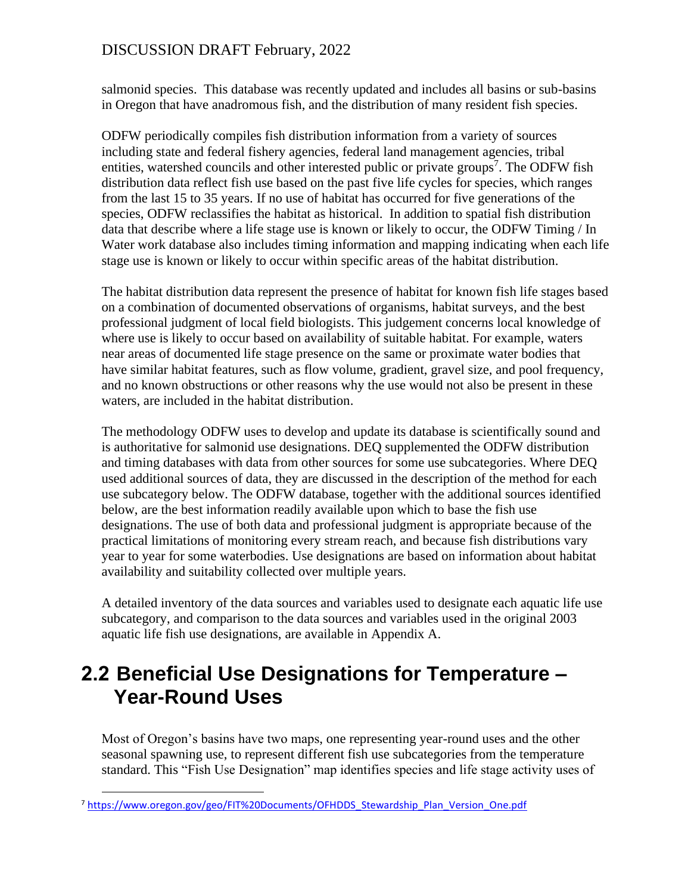salmonid species. This database was recently updated and includes all basins or sub-basins in Oregon that have anadromous fish, and the distribution of many resident fish species.

ODFW periodically compiles fish distribution information from a variety of sources including state and federal fishery agencies, federal land management agencies, tribal entities, watershed councils and other interested public or private groups[7]. The ODFW fish distribution data reflect fish use based on the past five life cycles for species, which ranges from the last 15 to 35 years. If no use of habitat has occurred for five generations of the species, ODFW reclassifies the habitat as historical. In addition to spatial fish distribution data that describe where a life stage use is known or likely to occur, the ODFW Timing / In Water work database also includes timing information and mapping indicating when each life stage use is known or likely to occur within specific areas of the habitat distribution.

The habitat distribution data represent the presence of habitat for known fish life stages based on a combination of documented observations of organisms, habitat surveys, and the best professional judgment of local field biologists. This judgement concerns local knowledge of where use is likely to occur based on availability of suitable habitat. For example, waters near areas of documented life stage presence on the same or proximate water bodies that have similar habitat features, such as flow volume, gradient, gravel size, and pool frequency, and no known obstructions or other reasons why the use would not also be present in these waters, are included in the habitat distribution.

The methodology ODFW uses to develop and update its database is scientifically sound and is authoritative for salmonid use designations. DEQ supplemented the ODFW distribution and timing databases with data from other sources for some use subcategories. Where DEQ used additional sources of data, they are discussed in the description of the method for each use subcategory below. The ODFW database, together with the additional sources identified below, are the best information readily available upon which to base the fish use designations. The use of both data and professional judgment is appropriate because of the practical limitations of monitoring every stream reach, and because fish distributions vary year to year for some waterbodies. Use designations are based on information about habitat availability and suitability collected over multiple years.

A detailed inventory of the data sources and variables used to designate each aquatic life use subcategory, and comparison to the data sources and variables used in the original 2003 aquatic life fish use designations, are available in Appendix A.

## 2.2 Beneficial Use Designations for Temperature – Year-Round Uses

Most of Oregon's basins have two maps, one representing year-round uses and the other seasonal spawning use, to represent different fish use subcategories from the temperature standard. This "Fish Use Designation" map identifies species and life stage activity uses of

---

[7] https://www.oregon.gov/geo/FIT%20Documents/OFHDDS_Stewardship_Plan_Version_One.pdf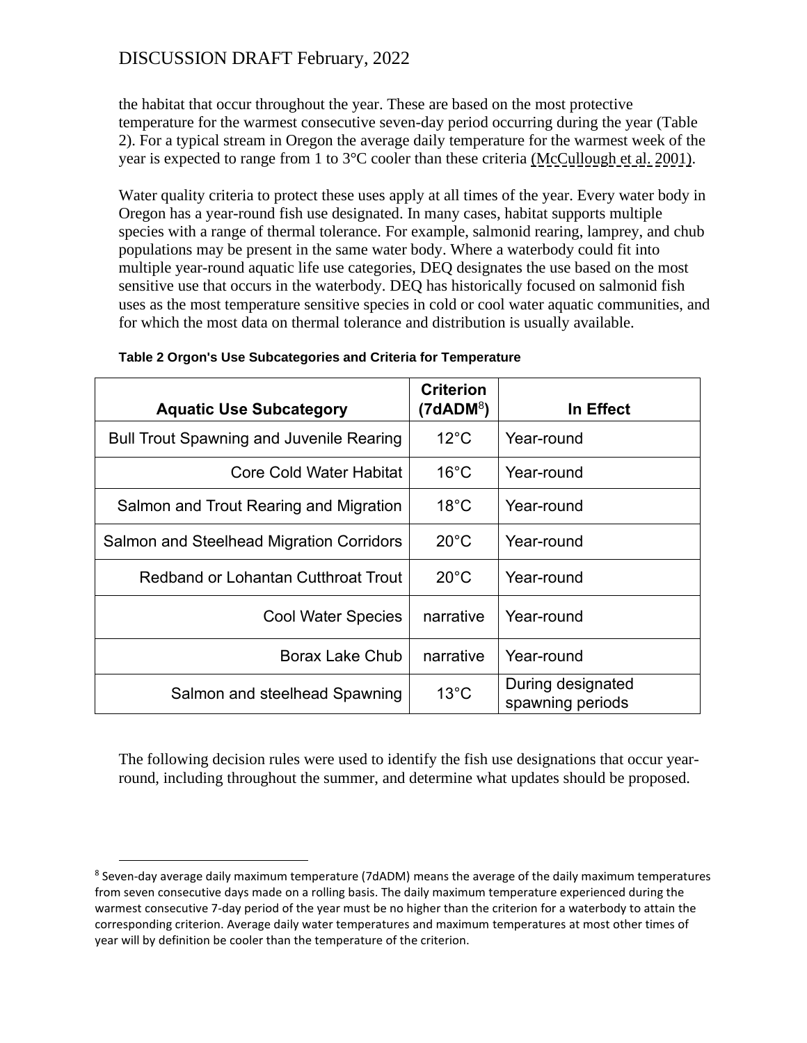the habitat that occur throughout the year. These are based on the most protective temperature for the warmest consecutive seven-day period occurring during the year (Table 2). For a typical stream in Oregon the average daily temperature for the warmest week of the year is expected to range from 1 to 3°C cooler than these criteria (McCullough et al. 2001).

Water quality criteria to protect these uses apply at all times of the year. Every water body in Oregon has a year-round fish use designated. In many cases, habitat supports multiple species with a range of thermal tolerance. For example, salmonid rearing, lamprey, and chub populations may be present in the same water body. Where a waterbody could fit into multiple year-round aquatic life use categories, DEQ designates the use based on the most sensitive use that occurs in the waterbody. DEQ has historically focused on salmonid fish uses as the most temperature sensitive species in cold or cool water aquatic communities, and for which the most data on thermal tolerance and distribution is usually available.

**Table 2 Orgon's Use Subcategories and Criteria for Temperature**

| Aquatic Use Subcategory | Criterion (7dADM[8]) | In Effect |
|---|---|---|
| Bull Trout Spawning and Juvenile Rearing | 12°C | Year-round |
| Core Cold Water Habitat | 16°C | Year-round |
| Salmon and Trout Rearing and Migration | 18°C | Year-round |
| Salmon and Steelhead Migration Corridors | 20°C | Year-round |
| Redband or Lohantan Cutthroat Trout | 20°C | Year-round |
| Cool Water Species | narrative | Year-round |
| Borax Lake Chub | narrative | Year-round |
| Salmon and steelhead Spawning | 13°C | During designated spawning periods |

The following decision rules were used to identify the fish use designations that occur year-round, including throughout the summer, and determine what updates should be proposed.

[8] Seven-day average daily maximum temperature (7dADM) means the average of the daily maximum temperatures from seven consecutive days made on a rolling basis. The daily maximum temperature experienced during the warmest consecutive 7-day period of the year must be no higher than the criterion for a waterbody to attain the corresponding criterion. Average daily water temperatures and maximum temperatures at most other times of year will by definition be cooler than the temperature of the criterion.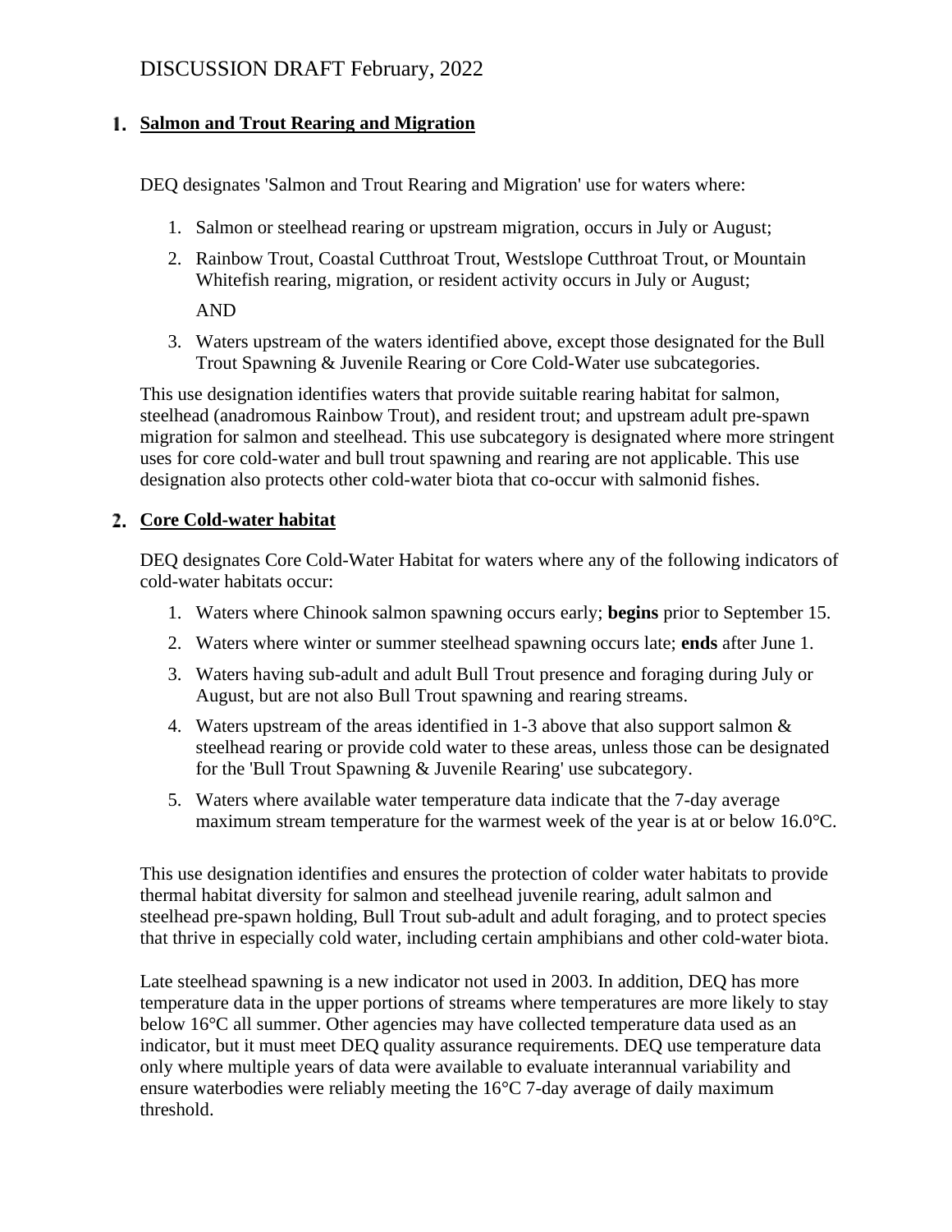DISCUSSION DRAFT February, 2022

## 1. Salmon and Trout Rearing and Migration

DEQ designates 'Salmon and Trout Rearing and Migration' use for waters where:

1. Salmon or steelhead rearing or upstream migration, occurs in July or August;
2. Rainbow Trout, Coastal Cutthroat Trout, Westslope Cutthroat Trout, or Mountain Whitefish rearing, migration, or resident activity occurs in July or August;

   AND

3. Waters upstream of the waters identified above, except those designated for the Bull Trout Spawning & Juvenile Rearing or Core Cold-Water use subcategories.

This use designation identifies waters that provide suitable rearing habitat for salmon, steelhead (anadromous Rainbow Trout), and resident trout; and upstream adult pre-spawn migration for salmon and steelhead. This use subcategory is designated where more stringent uses for core cold-water and bull trout spawning and rearing are not applicable. This use designation also protects other cold-water biota that co-occur with salmonid fishes.

## 2. Core Cold-water habitat

DEQ designates Core Cold-Water Habitat for waters where any of the following indicators of cold-water habitats occur:

1. Waters where Chinook salmon spawning occurs early; **begins** prior to September 15.
2. Waters where winter or summer steelhead spawning occurs late; **ends** after June 1.
3. Waters having sub-adult and adult Bull Trout presence and foraging during July or August, but are not also Bull Trout spawning and rearing streams.
4. Waters upstream of the areas identified in 1-3 above that also support salmon & steelhead rearing or provide cold water to these areas, unless those can be designated for the 'Bull Trout Spawning & Juvenile Rearing' use subcategory.
5. Waters where available water temperature data indicate that the 7-day average maximum stream temperature for the warmest week of the year is at or below 16.0°C.

This use designation identifies and ensures the protection of colder water habitats to provide thermal habitat diversity for salmon and steelhead juvenile rearing, adult salmon and steelhead pre-spawn holding, Bull Trout sub-adult and adult foraging, and to protect species that thrive in especially cold water, including certain amphibians and other cold-water biota.

Late steelhead spawning is a new indicator not used in 2003. In addition, DEQ has more temperature data in the upper portions of streams where temperatures are more likely to stay below 16°C all summer. Other agencies may have collected temperature data used as an indicator, but it must meet DEQ quality assurance requirements. DEQ use temperature data only where multiple years of data were available to evaluate interannual variability and ensure waterbodies were reliably meeting the 16°C 7-day average of daily maximum threshold.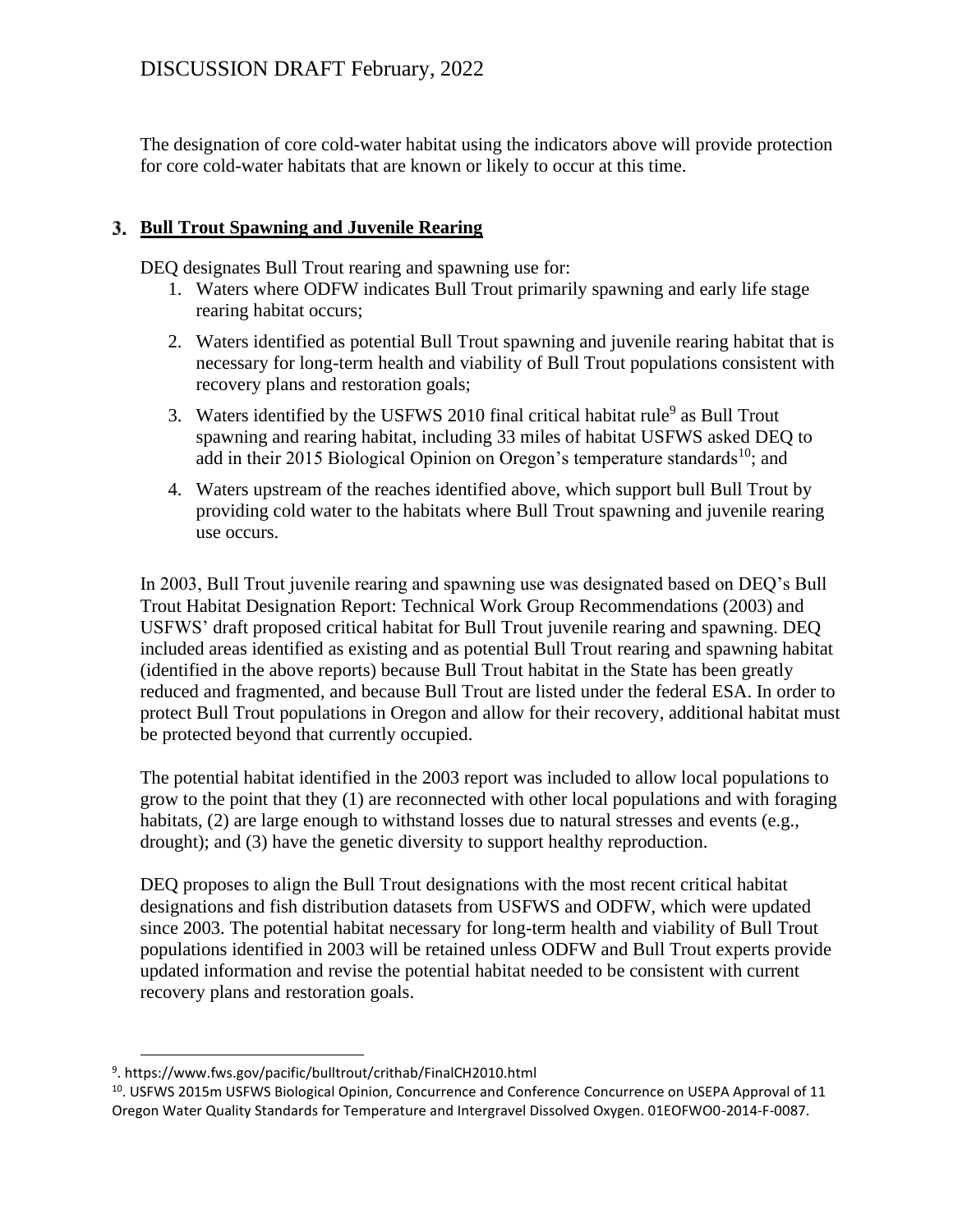The designation of core cold-water habitat using the indicators above will provide protection for core cold-water habitats that are known or likely to occur at this time.

## 3. Bull Trout Spawning and Juvenile Rearing

DEQ designates Bull Trout rearing and spawning use for:

1. Waters where ODFW indicates Bull Trout primarily spawning and early life stage rearing habitat occurs;
2. Waters identified as potential Bull Trout spawning and juvenile rearing habitat that is necessary for long-term health and viability of Bull Trout populations consistent with recovery plans and restoration goals;
3. Waters identified by the USFWS 2010 final critical habitat rule[9] as Bull Trout spawning and rearing habitat, including 33 miles of habitat USFWS asked DEQ to add in their 2015 Biological Opinion on Oregon's temperature standards[10]; and
4. Waters upstream of the reaches identified above, which support bull Bull Trout by providing cold water to the habitats where Bull Trout spawning and juvenile rearing use occurs.

In 2003, Bull Trout juvenile rearing and spawning use was designated based on DEQ's Bull Trout Habitat Designation Report: Technical Work Group Recommendations (2003) and USFWS' draft proposed critical habitat for Bull Trout juvenile rearing and spawning. DEQ included areas identified as existing and as potential Bull Trout rearing and spawning habitat (identified in the above reports) because Bull Trout habitat in the State has been greatly reduced and fragmented, and because Bull Trout are listed under the federal ESA. In order to protect Bull Trout populations in Oregon and allow for their recovery, additional habitat must be protected beyond that currently occupied.

The potential habitat identified in the 2003 report was included to allow local populations to grow to the point that they (1) are reconnected with other local populations and with foraging habitats, (2) are large enough to withstand losses due to natural stresses and events (e.g., drought); and (3) have the genetic diversity to support healthy reproduction.

DEQ proposes to align the Bull Trout designations with the most recent critical habitat designations and fish distribution datasets from USFWS and ODFW, which were updated since 2003. The potential habitat necessary for long-term health and viability of Bull Trout populations identified in 2003 will be retained unless ODFW and Bull Trout experts provide updated information and revise the potential habitat needed to be consistent with current recovery plans and restoration goals.

---

[9]. https://www.fws.gov/pacific/bulltrout/crithab/FinalCH2010.html

[10]. USFWS 2015m USFWS Biological Opinion, Concurrence and Conference Concurrence on USEPA Approval of 11 Oregon Water Quality Standards for Temperature and Intergravel Dissolved Oxygen. 01EOFWO0-2014-F-0087.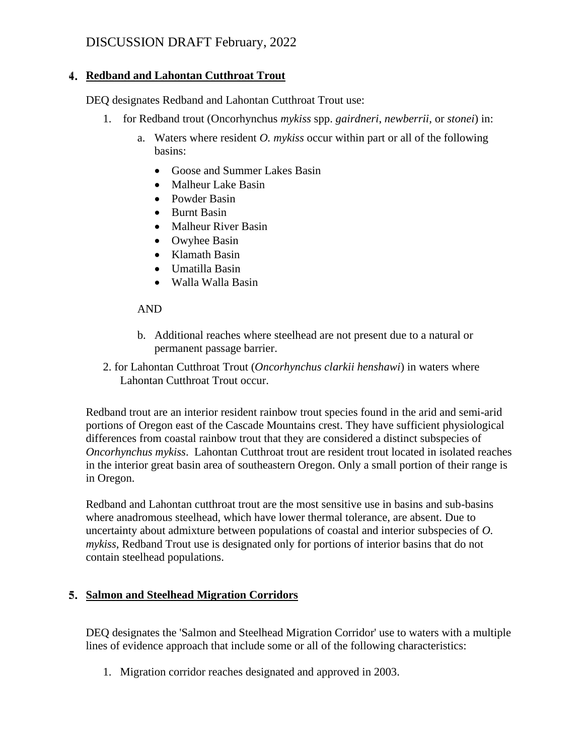## 4. Redband and Lahontan Cutthroat Trout

DEQ designates Redband and Lahontan Cutthroat Trout use:

1. for Redband trout (Oncorhynchus *mykiss* spp. *gairdneri*, *newberrii*, or *stonei*) in:

    a. Waters where resident *O. mykiss* occur within part or all of the following basins:

    - Goose and Summer Lakes Basin
    - Malheur Lake Basin
    - Powder Basin
    - Burnt Basin
    - Malheur River Basin
    - Owyhee Basin
    - Klamath Basin
    - Umatilla Basin
    - Walla Walla Basin

    AND

    b. Additional reaches where steelhead are not present due to a natural or permanent passage barrier.

2. for Lahontan Cutthroat Trout (*Oncorhynchus clarkii henshawi*) in waters where Lahontan Cutthroat Trout occur.

Redband trout are an interior resident rainbow trout species found in the arid and semi-arid portions of Oregon east of the Cascade Mountains crest. They have sufficient physiological differences from coastal rainbow trout that they are considered a distinct subspecies of *Oncorhynchus mykiss*. Lahontan Cutthroat trout are resident trout located in isolated reaches in the interior great basin area of southeastern Oregon. Only a small portion of their range is in Oregon.

Redband and Lahontan cutthroat trout are the most sensitive use in basins and sub-basins where anadromous steelhead, which have lower thermal tolerance, are absent. Due to uncertainty about admixture between populations of coastal and interior subspecies of *O. mykiss*, Redband Trout use is designated only for portions of interior basins that do not contain steelhead populations.

## 5. Salmon and Steelhead Migration Corridors

DEQ designates the 'Salmon and Steelhead Migration Corridor' use to waters with a multiple lines of evidence approach that include some or all of the following characteristics:

1. Migration corridor reaches designated and approved in 2003.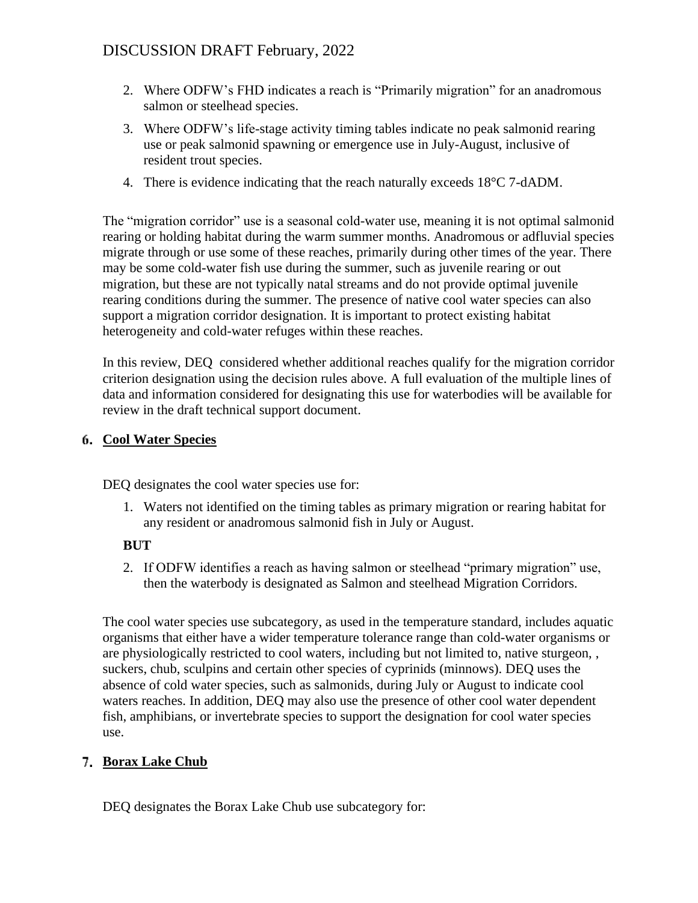2. Where ODFW's FHD indicates a reach is "Primarily migration" for an anadromous salmon or steelhead species.
3. Where ODFW's life-stage activity timing tables indicate no peak salmonid rearing use or peak salmonid spawning or emergence use in July-August, inclusive of resident trout species.
4. There is evidence indicating that the reach naturally exceeds 18°C 7-dADM.

The "migration corridor" use is a seasonal cold-water use, meaning it is not optimal salmonid rearing or holding habitat during the warm summer months. Anadromous or adfluvial species migrate through or use some of these reaches, primarily during other times of the year. There may be some cold-water fish use during the summer, such as juvenile rearing or out migration, but these are not typically natal streams and do not provide optimal juvenile rearing conditions during the summer. The presence of native cool water species can also support a migration corridor designation. It is important to protect existing habitat heterogeneity and cold-water refuges within these reaches.

In this review, DEQ considered whether additional reaches qualify for the migration corridor criterion designation using the decision rules above. A full evaluation of the multiple lines of data and information considered for designating this use for waterbodies will be available for review in the draft technical support document.

## 6. Cool Water Species

DEQ designates the cool water species use for:

1. Waters not identified on the timing tables as primary migration or rearing habitat for any resident or anadromous salmonid fish in July or August.

**BUT**

2. If ODFW identifies a reach as having salmon or steelhead "primary migration" use, then the waterbody is designated as Salmon and steelhead Migration Corridors.

The cool water species use subcategory, as used in the temperature standard, includes aquatic organisms that either have a wider temperature tolerance range than cold-water organisms or are physiologically restricted to cool waters, including but not limited to, native sturgeon, , suckers, chub, sculpins and certain other species of cyprinids (minnows). DEQ uses the absence of cold water species, such as salmonids, during July or August to indicate cool waters reaches. In addition, DEQ may also use the presence of other cool water dependent fish, amphibians, or invertebrate species to support the designation for cool water species use.

## 7. Borax Lake Chub

DEQ designates the Borax Lake Chub use subcategory for: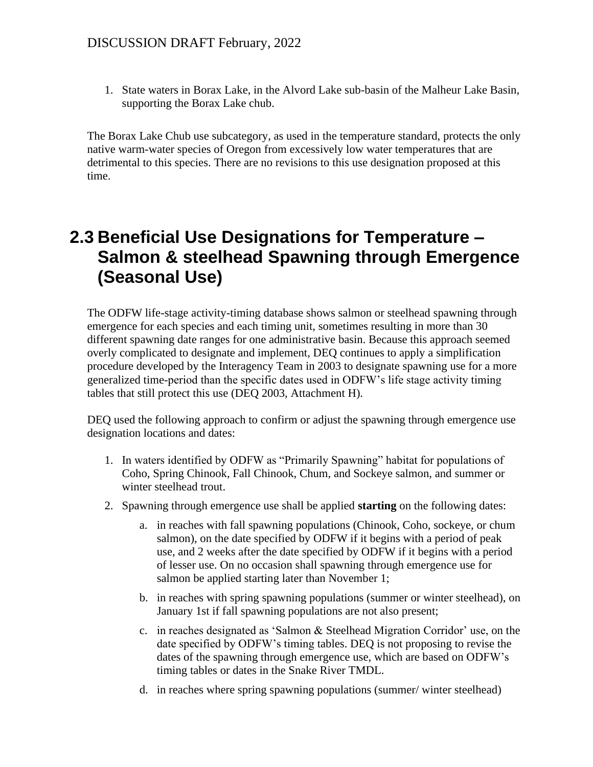1. State waters in Borax Lake, in the Alvord Lake sub-basin of the Malheur Lake Basin, supporting the Borax Lake chub.

The Borax Lake Chub use subcategory, as used in the temperature standard, protects the only native warm-water species of Oregon from excessively low water temperatures that are detrimental to this species. There are no revisions to this use designation proposed at this time.

## 2.3 Beneficial Use Designations for Temperature – Salmon & steelhead Spawning through Emergence (Seasonal Use)

The ODFW life-stage activity-timing database shows salmon or steelhead spawning through emergence for each species and each timing unit, sometimes resulting in more than 30 different spawning date ranges for one administrative basin. Because this approach seemed overly complicated to designate and implement, DEQ continues to apply a simplification procedure developed by the Interagency Team in 2003 to designate spawning use for a more generalized time-period than the specific dates used in ODFW's life stage activity timing tables that still protect this use (DEQ 2003, Attachment H).

DEQ used the following approach to confirm or adjust the spawning through emergence use designation locations and dates:

1. In waters identified by ODFW as "Primarily Spawning" habitat for populations of Coho, Spring Chinook, Fall Chinook, Chum, and Sockeye salmon, and summer or winter steelhead trout.
2. Spawning through emergence use shall be applied **starting** on the following dates:
    a. in reaches with fall spawning populations (Chinook, Coho, sockeye, or chum salmon), on the date specified by ODFW if it begins with a period of peak use, and 2 weeks after the date specified by ODFW if it begins with a period of lesser use. On no occasion shall spawning through emergence use for salmon be applied starting later than November 1;
    b. in reaches with spring spawning populations (summer or winter steelhead), on January 1st if fall spawning populations are not also present;
    c. in reaches designated as 'Salmon & Steelhead Migration Corridor' use, on the date specified by ODFW's timing tables. DEQ is not proposing to revise the dates of the spawning through emergence use, which are based on ODFW's timing tables or dates in the Snake River TMDL.
    d. in reaches where spring spawning populations (summer/ winter steelhead)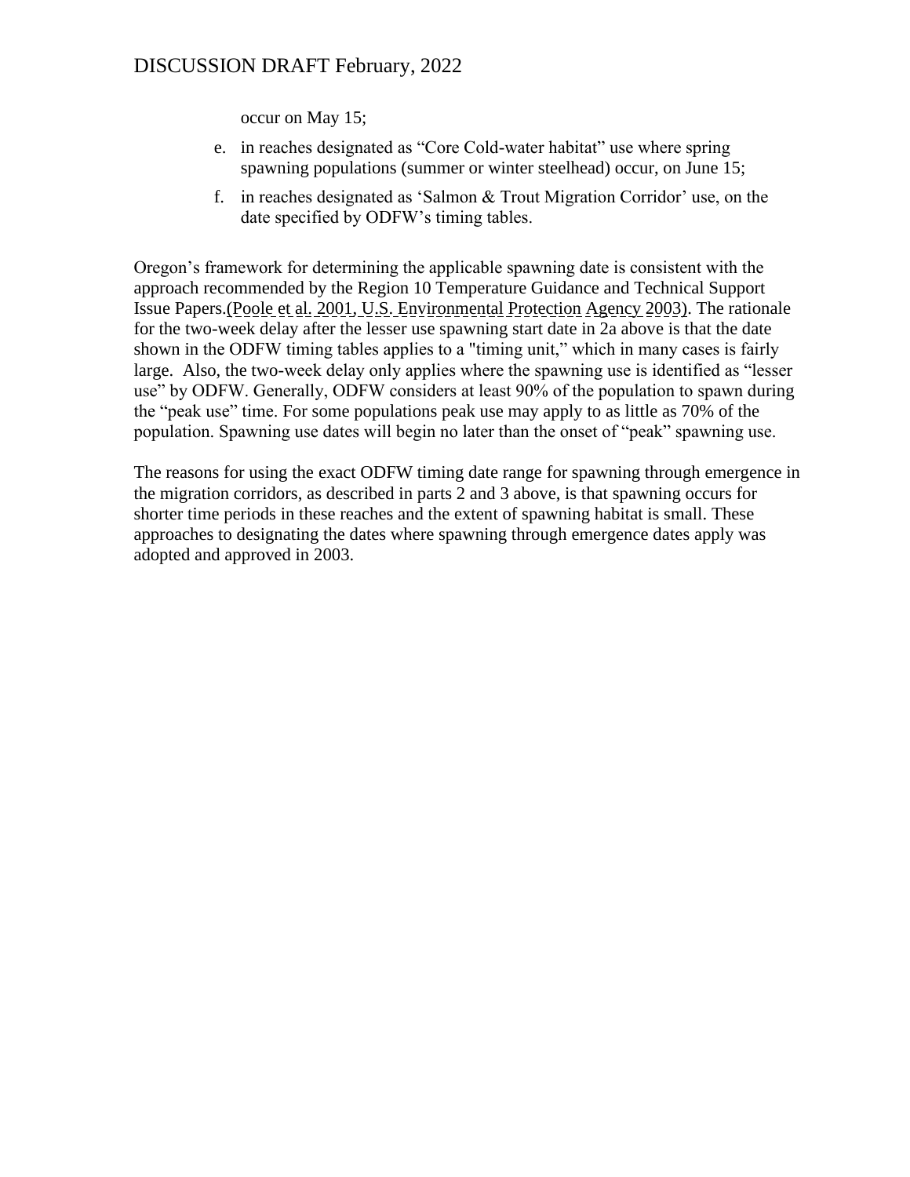occur on May 15;

e. in reaches designated as “Core Cold-water habitat” use where spring spawning populations (summer or winter steelhead) occur, on June 15;
f. in reaches designated as ‘Salmon & Trout Migration Corridor’ use, on the date specified by ODFW’s timing tables.

Oregon’s framework for determining the applicable spawning date is consistent with the approach recommended by the Region 10 Temperature Guidance and Technical Support Issue Papers.(Poole et al. 2001, U.S. Environmental Protection Agency 2003). The rationale for the two-week delay after the lesser use spawning start date in 2a above is that the date shown in the ODFW timing tables applies to a "timing unit,” which in many cases is fairly large. Also, the two-week delay only applies where the spawning use is identified as “lesser use” by ODFW. Generally, ODFW considers at least 90% of the population to spawn during the “peak use” time. For some populations peak use may apply to as little as 70% of the population. Spawning use dates will begin no later than the onset of “peak” spawning use.

The reasons for using the exact ODFW timing date range for spawning through emergence in the migration corridors, as described in parts 2 and 3 above, is that spawning occurs for shorter time periods in these reaches and the extent of spawning habitat is small. These approaches to designating the dates where spawning through emergence dates apply was adopted and approved in 2003.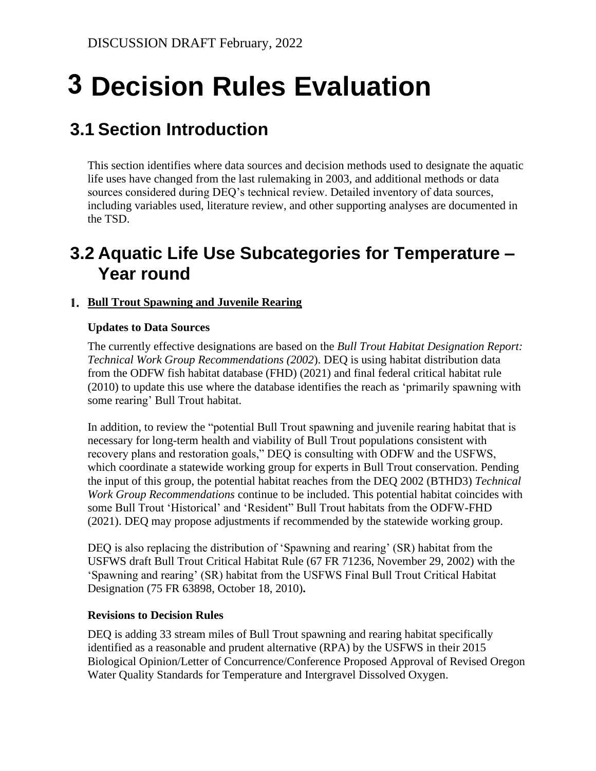DISCUSSION DRAFT February, 2022

# 3 Decision Rules Evaluation

## 3.1 Section Introduction

This section identifies where data sources and decision methods used to designate the aquatic life uses have changed from the last rulemaking in 2003, and additional methods or data sources considered during DEQ's technical review. Detailed inventory of data sources, including variables used, literature review, and other supporting analyses are documented in the TSD.

## 3.2 Aquatic Life Use Subcategories for Temperature – Year round

1. **Bull Trout Spawning and Juvenile Rearing**

**Updates to Data Sources**

The currently effective designations are based on the *Bull Trout Habitat Designation Report: Technical Work Group Recommendations (2002*). DEQ is using habitat distribution data from the ODFW fish habitat database (FHD) (2021) and final federal critical habitat rule (2010) to update this use where the database identifies the reach as 'primarily spawning with some rearing' Bull Trout habitat.

In addition, to review the "potential Bull Trout spawning and juvenile rearing habitat that is necessary for long-term health and viability of Bull Trout populations consistent with recovery plans and restoration goals," DEQ is consulting with ODFW and the USFWS, which coordinate a statewide working group for experts in Bull Trout conservation. Pending the input of this group, the potential habitat reaches from the DEQ 2002 (BTHD3) *Technical Work Group Recommendations* continue to be included. This potential habitat coincides with some Bull Trout 'Historical' and 'Resident" Bull Trout habitats from the ODFW-FHD (2021). DEQ may propose adjustments if recommended by the statewide working group.

DEQ is also replacing the distribution of 'Spawning and rearing' (SR) habitat from the USFWS draft Bull Trout Critical Habitat Rule (67 FR 71236, November 29, 2002) with the 'Spawning and rearing' (SR) habitat from the USFWS Final Bull Trout Critical Habitat Designation (75 FR 63898, October 18, 2010)**.**

**Revisions to Decision Rules**

DEQ is adding 33 stream miles of Bull Trout spawning and rearing habitat specifically identified as a reasonable and prudent alternative (RPA) by the USFWS in their 2015 Biological Opinion/Letter of Concurrence/Conference Proposed Approval of Revised Oregon Water Quality Standards for Temperature and Intergravel Dissolved Oxygen.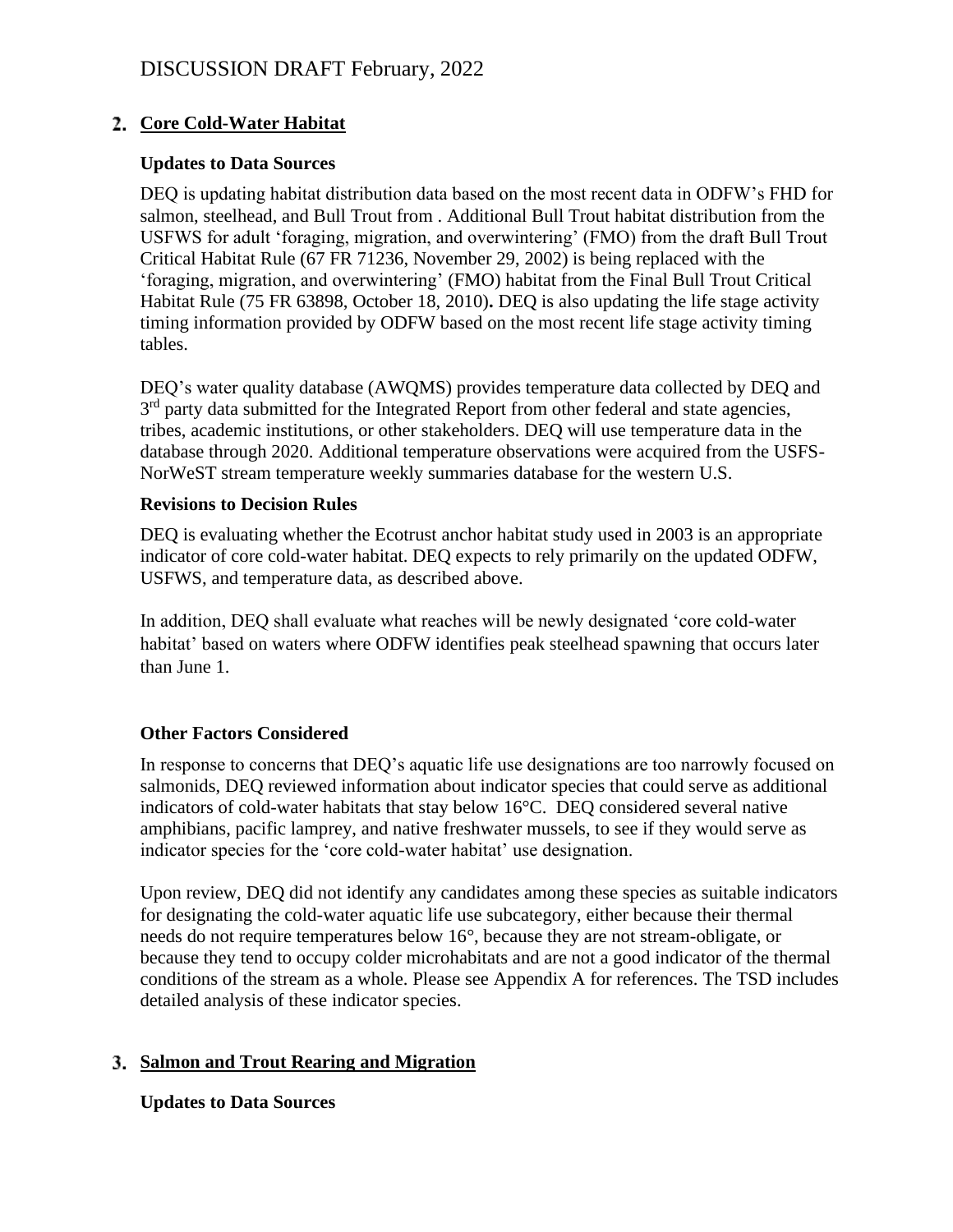## 2. Core Cold-Water Habitat

### Updates to Data Sources

DEQ is updating habitat distribution data based on the most recent data in ODFW's FHD for salmon, steelhead, and Bull Trout from . Additional Bull Trout habitat distribution from the USFWS for adult 'foraging, migration, and overwintering' (FMO) from the draft Bull Trout Critical Habitat Rule (67 FR 71236, November 29, 2002) is being replaced with the 'foraging, migration, and overwintering' (FMO) habitat from the Final Bull Trout Critical Habitat Rule (75 FR 63898, October 18, 2010). DEQ is also updating the life stage activity timing information provided by ODFW based on the most recent life stage activity timing tables.

DEQ's water quality database (AWQMS) provides temperature data collected by DEQ and 3rd party data submitted for the Integrated Report from other federal and state agencies, tribes, academic institutions, or other stakeholders. DEQ will use temperature data in the database through 2020. Additional temperature observations were acquired from the USFS-NorWeST stream temperature weekly summaries database for the western U.S.

### Revisions to Decision Rules

DEQ is evaluating whether the Ecotrust anchor habitat study used in 2003 is an appropriate indicator of core cold-water habitat. DEQ expects to rely primarily on the updated ODFW, USFWS, and temperature data, as described above.

In addition, DEQ shall evaluate what reaches will be newly designated 'core cold-water habitat' based on waters where ODFW identifies peak steelhead spawning that occurs later than June 1.

### Other Factors Considered

In response to concerns that DEQ's aquatic life use designations are too narrowly focused on salmonids, DEQ reviewed information about indicator species that could serve as additional indicators of cold-water habitats that stay below 16°C. DEQ considered several native amphibians, pacific lamprey, and native freshwater mussels, to see if they would serve as indicator species for the 'core cold-water habitat' use designation.

Upon review, DEQ did not identify any candidates among these species as suitable indicators for designating the cold-water aquatic life use subcategory, either because their thermal needs do not require temperatures below 16°, because they are not stream-obligate, or because they tend to occupy colder microhabitats and are not a good indicator of the thermal conditions of the stream as a whole. Please see Appendix A for references. The TSD includes detailed analysis of these indicator species.

## 3. Salmon and Trout Rearing and Migration

### Updates to Data Sources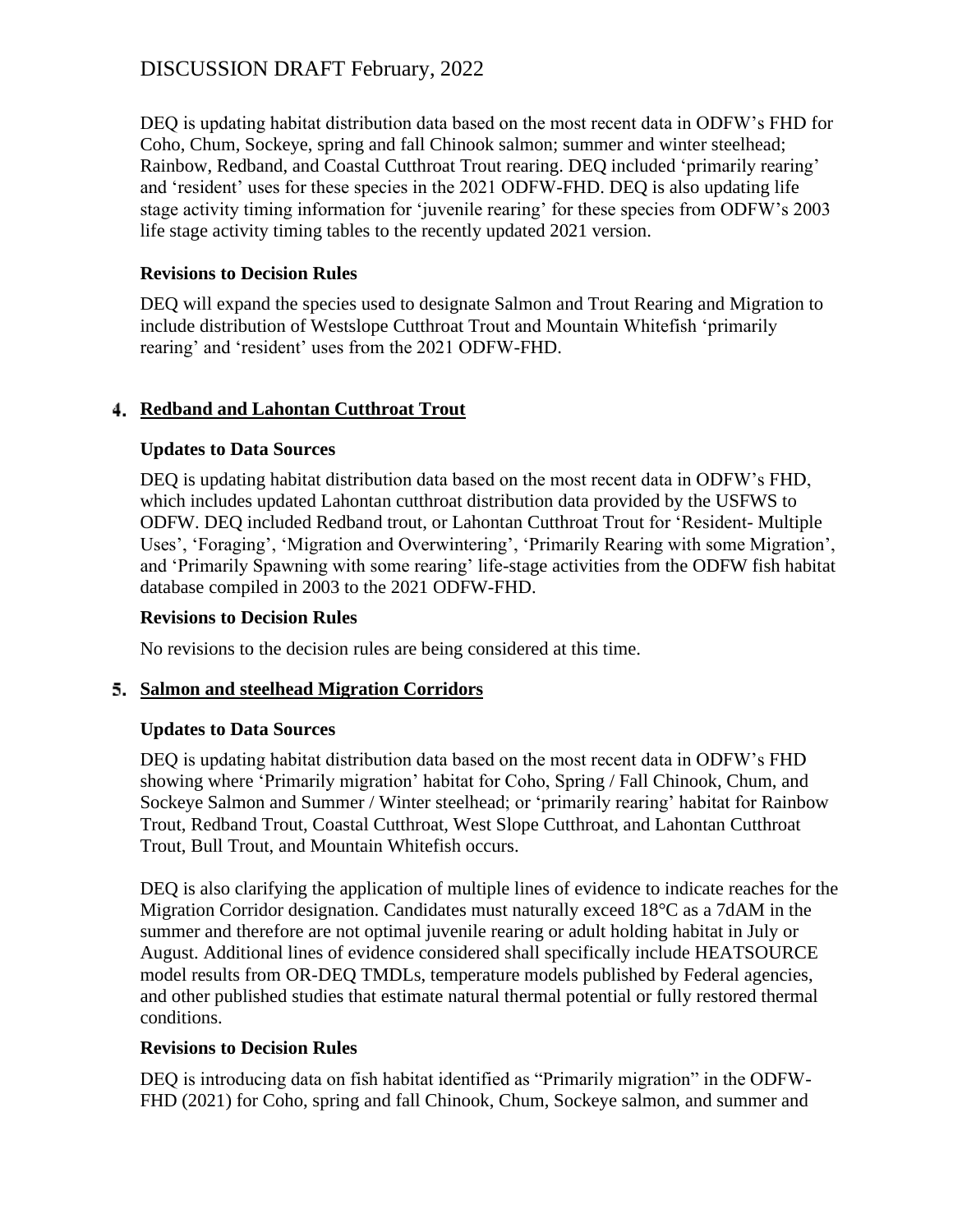DEQ is updating habitat distribution data based on the most recent data in ODFW's FHD for Coho, Chum, Sockeye, spring and fall Chinook salmon; summer and winter steelhead; Rainbow, Redband, and Coastal Cutthroat Trout rearing. DEQ included 'primarily rearing' and 'resident' uses for these species in the 2021 ODFW-FHD. DEQ is also updating life stage activity timing information for 'juvenile rearing' for these species from ODFW's 2003 life stage activity timing tables to the recently updated 2021 version.

**Revisions to Decision Rules**

DEQ will expand the species used to designate Salmon and Trout Rearing and Migration to include distribution of Westslope Cutthroat Trout and Mountain Whitefish 'primarily rearing' and 'resident' uses from the 2021 ODFW-FHD.

## 4. Redband and Lahontan Cutthroat Trout

**Updates to Data Sources**

DEQ is updating habitat distribution data based on the most recent data in ODFW's FHD, which includes updated Lahontan cutthroat distribution data provided by the USFWS to ODFW. DEQ included Redband trout, or Lahontan Cutthroat Trout for 'Resident- Multiple Uses', 'Foraging', 'Migration and Overwintering', 'Primarily Rearing with some Migration', and 'Primarily Spawning with some rearing' life-stage activities from the ODFW fish habitat database compiled in 2003 to the 2021 ODFW-FHD.

**Revisions to Decision Rules**

No revisions to the decision rules are being considered at this time.

## 5. Salmon and steelhead Migration Corridors

**Updates to Data Sources**

DEQ is updating habitat distribution data based on the most recent data in ODFW's FHD showing where 'Primarily migration' habitat for Coho, Spring / Fall Chinook, Chum, and Sockeye Salmon and Summer / Winter steelhead; or 'primarily rearing' habitat for Rainbow Trout, Redband Trout, Coastal Cutthroat, West Slope Cutthroat, and Lahontan Cutthroat Trout, Bull Trout, and Mountain Whitefish occurs.

DEQ is also clarifying the application of multiple lines of evidence to indicate reaches for the Migration Corridor designation. Candidates must naturally exceed 18°C as a 7dAM in the summer and therefore are not optimal juvenile rearing or adult holding habitat in July or August. Additional lines of evidence considered shall specifically include HEATSOURCE model results from OR-DEQ TMDLs, temperature models published by Federal agencies, and other published studies that estimate natural thermal potential or fully restored thermal conditions.

**Revisions to Decision Rules**

DEQ is introducing data on fish habitat identified as "Primarily migration" in the ODFW-FHD (2021) for Coho, spring and fall Chinook, Chum, Sockeye salmon, and summer and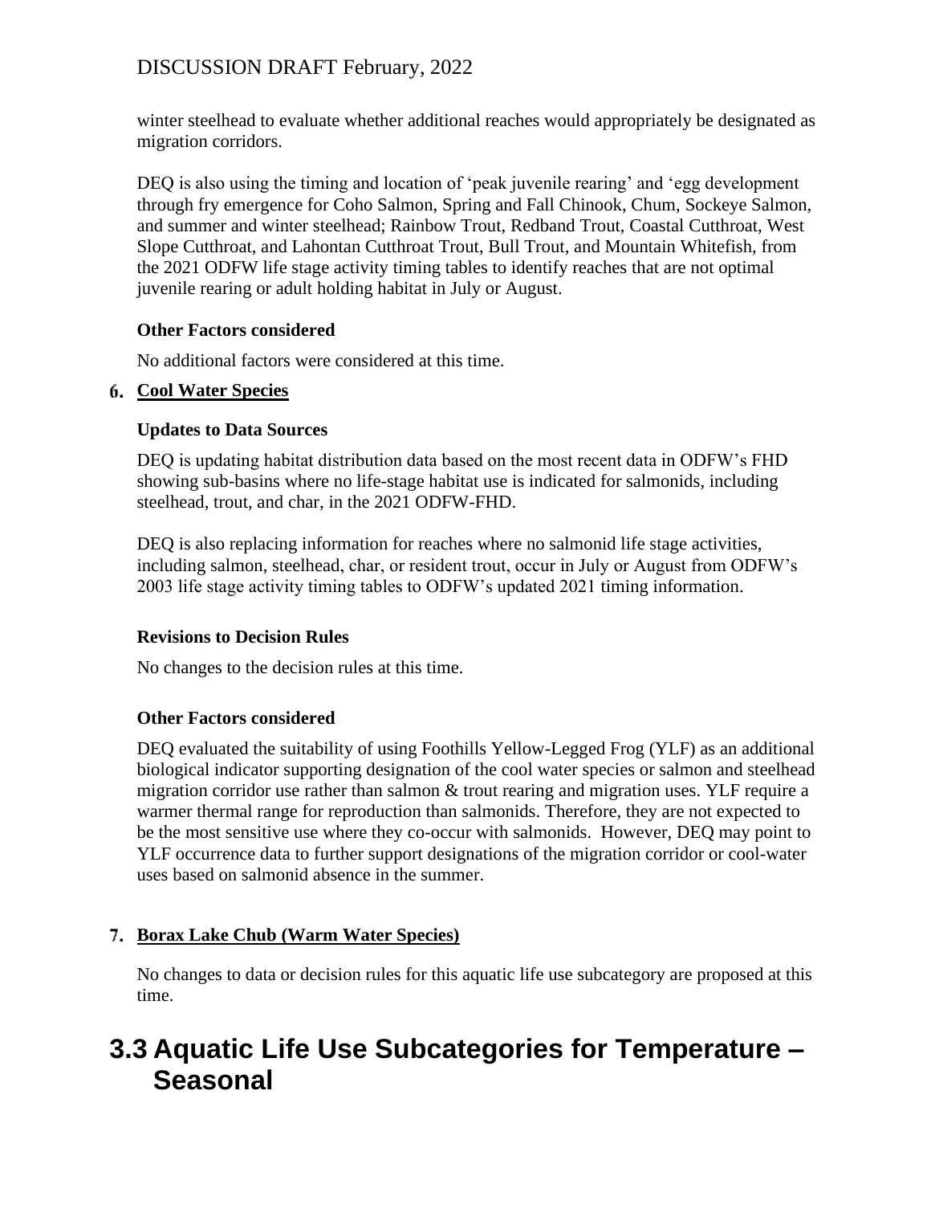winter steelhead to evaluate whether additional reaches would appropriately be designated as migration corridors.

DEQ is also using the timing and location of 'peak juvenile rearing' and 'egg development through fry emergence for Coho Salmon, Spring and Fall Chinook, Chum, Sockeye Salmon, and summer and winter steelhead; Rainbow Trout, Redband Trout, Coastal Cutthroat, West Slope Cutthroat, and Lahontan Cutthroat Trout, Bull Trout, and Mountain Whitefish, from the 2021 ODFW life stage activity timing tables to identify reaches that are not optimal juvenile rearing or adult holding habitat in July or August.

**Other Factors considered**

No additional factors were considered at this time.

### 6. Cool Water Species

**Updates to Data Sources**

DEQ is updating habitat distribution data based on the most recent data in ODFW's FHD showing sub-basins where no life-stage habitat use is indicated for salmonids, including steelhead, trout, and char, in the 2021 ODFW-FHD.

DEQ is also replacing information for reaches where no salmonid life stage activities, including salmon, steelhead, char, or resident trout, occur in July or August from ODFW's 2003 life stage activity timing tables to ODFW's updated 2021 timing information.

**Revisions to Decision Rules**

No changes to the decision rules at this time.

**Other Factors considered**

DEQ evaluated the suitability of using Foothills Yellow-Legged Frog (YLF) as an additional biological indicator supporting designation of the cool water species or salmon and steelhead migration corridor use rather than salmon & trout rearing and migration uses. YLF require a warmer thermal range for reproduction than salmonids. Therefore, they are not expected to be the most sensitive use where they co-occur with salmonids. However, DEQ may point to YLF occurrence data to further support designations of the migration corridor or cool-water uses based on salmonid absence in the summer.

### 7. Borax Lake Chub (Warm Water Species)

No changes to data or decision rules for this aquatic life use subcategory are proposed at this time.

## 3.3 Aquatic Life Use Subcategories for Temperature – Seasonal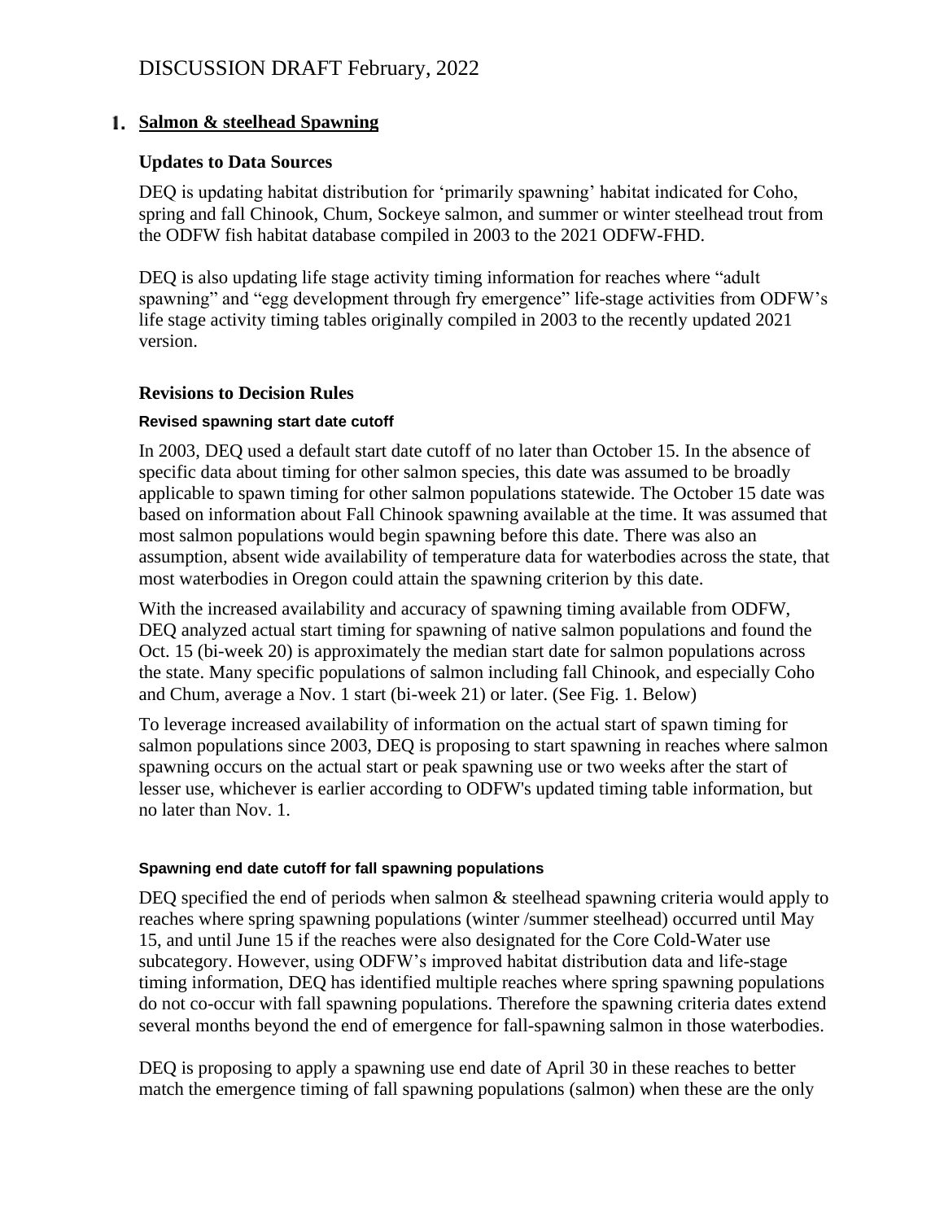## 1. Salmon & steelhead Spawning

### Updates to Data Sources

DEQ is updating habitat distribution for 'primarily spawning' habitat indicated for Coho, spring and fall Chinook, Chum, Sockeye salmon, and summer or winter steelhead trout from the ODFW fish habitat database compiled in 2003 to the 2021 ODFW-FHD.

DEQ is also updating life stage activity timing information for reaches where "adult spawning" and "egg development through fry emergence" life-stage activities from ODFW's life stage activity timing tables originally compiled in 2003 to the recently updated 2021 version.

### Revisions to Decision Rules

#### Revised spawning start date cutoff

In 2003, DEQ used a default start date cutoff of no later than October 15. In the absence of specific data about timing for other salmon species, this date was assumed to be broadly applicable to spawn timing for other salmon populations statewide. The October 15 date was based on information about Fall Chinook spawning available at the time. It was assumed that most salmon populations would begin spawning before this date. There was also an assumption, absent wide availability of temperature data for waterbodies across the state, that most waterbodies in Oregon could attain the spawning criterion by this date.

With the increased availability and accuracy of spawning timing available from ODFW, DEQ analyzed actual start timing for spawning of native salmon populations and found the Oct. 15 (bi-week 20) is approximately the median start date for salmon populations across the state. Many specific populations of salmon including fall Chinook, and especially Coho and Chum, average a Nov. 1 start (bi-week 21) or later. (See Fig. 1. Below)

To leverage increased availability of information on the actual start of spawn timing for salmon populations since 2003, DEQ is proposing to start spawning in reaches where salmon spawning occurs on the actual start or peak spawning use or two weeks after the start of lesser use, whichever is earlier according to ODFW's updated timing table information, but no later than Nov. 1.

#### Spawning end date cutoff for fall spawning populations

DEQ specified the end of periods when salmon & steelhead spawning criteria would apply to reaches where spring spawning populations (winter /summer steelhead) occurred until May 15, and until June 15 if the reaches were also designated for the Core Cold-Water use subcategory. However, using ODFW's improved habitat distribution data and life-stage timing information, DEQ has identified multiple reaches where spring spawning populations do not co-occur with fall spawning populations. Therefore the spawning criteria dates extend several months beyond the end of emergence for fall-spawning salmon in those waterbodies.

DEQ is proposing to apply a spawning use end date of April 30 in these reaches to better match the emergence timing of fall spawning populations (salmon) when these are the only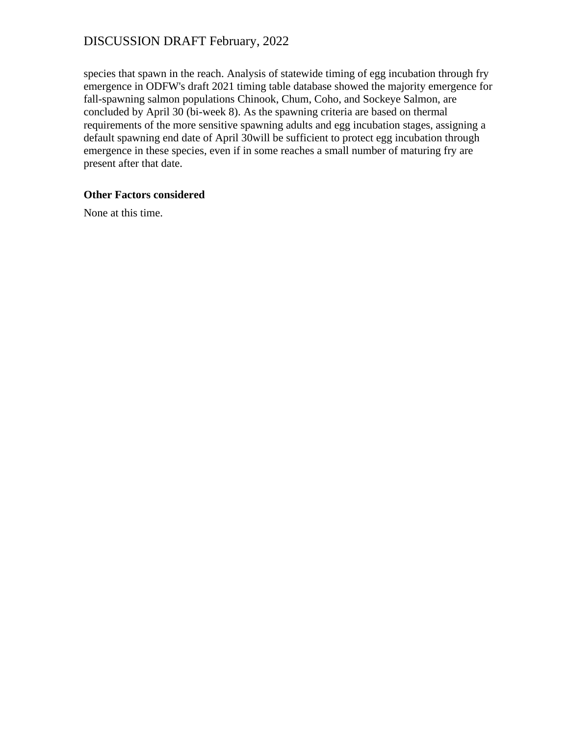species that spawn in the reach. Analysis of statewide timing of egg incubation through fry emergence in ODFW's draft 2021 timing table database showed the majority emergence for fall-spawning salmon populations Chinook, Chum, Coho, and Sockeye Salmon, are concluded by April 30 (bi-week 8). As the spawning criteria are based on thermal requirements of the more sensitive spawning adults and egg incubation stages, assigning a default spawning end date of April 30will be sufficient to protect egg incubation through emergence in these species, even if in some reaches a small number of maturing fry are present after that date.

**Other Factors considered**

None at this time.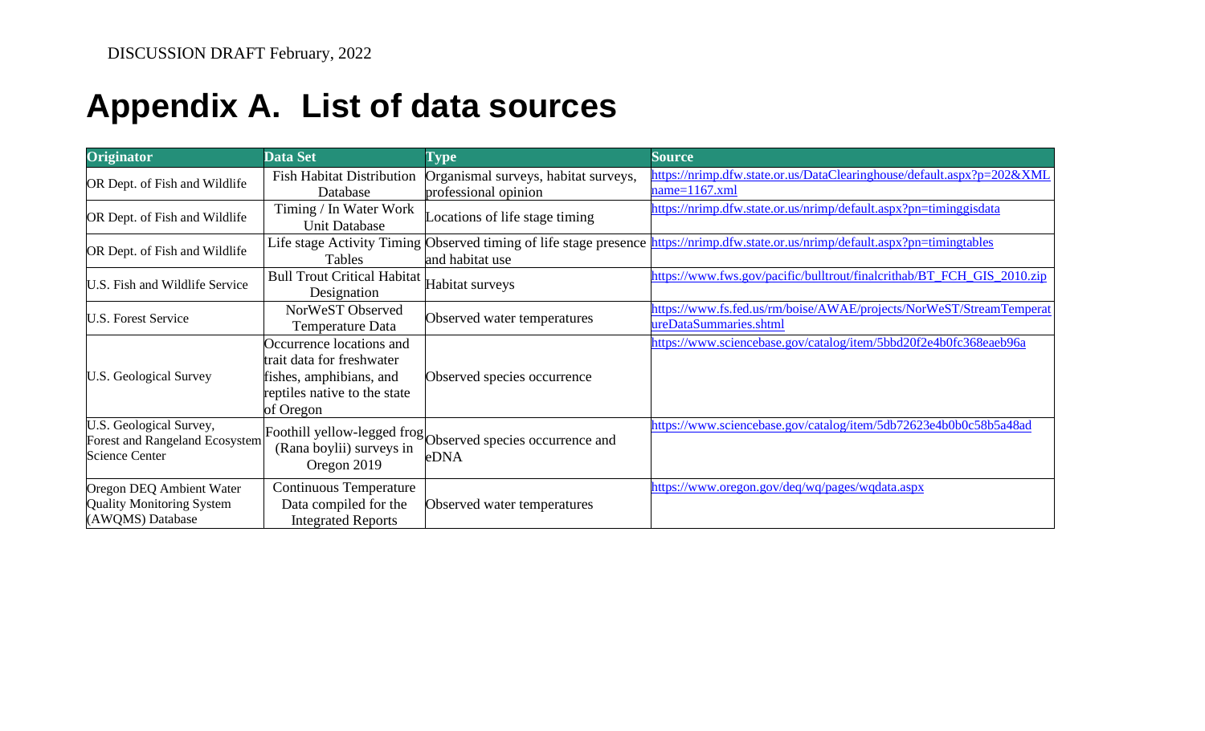# Appendix A.  List of data sources

| Originator | Data Set | Type | Source |
|---|---|---|---|
| OR Dept. of Fish and Wildlife | Fish Habitat Distribution Database | Organismal surveys, habitat surveys, professional opinion | https://nrimp.dfw.state.or.us/DataClearinghouse/default.aspx?p=202&XMLname=1167.xml |
| OR Dept. of Fish and Wildlife | Timing / In Water Work Unit Database | Locations of life stage timing | https://nrimp.dfw.state.or.us/nrimp/default.aspx?pn=timinggisdata |
| OR Dept. of Fish and Wildlife | Life stage Activity Timing Tables | Observed timing of life stage presence and habitat use | https://nrimp.dfw.state.or.us/nrimp/default.aspx?pn=timingtables |
| U.S. Fish and Wildlife Service | Bull Trout Critical Habitat Designation | Habitat surveys | https://www.fws.gov/pacific/bulltrout/finalcrithab/BT_FCH_GIS_2010.zip |
| U.S. Forest Service | NorWeST Observed Temperature Data | Observed water temperatures | https://www.fs.fed.us/rm/boise/AWAE/projects/NorWeST/StreamTemperatureDataSummaries.shtml |
| U.S. Geological Survey | Occurrence locations and trait data for freshwater fishes, amphibians, and reptiles native to the state of Oregon | Observed species occurrence | https://www.sciencebase.gov/catalog/item/5bbd20f2e4b0fc368eaeb96a |
| U.S. Geological Survey, Forest and Rangeland Ecosystem Science Center | Foothill yellow-legged frog (Rana boylii) surveys in Oregon 2019 | Observed species occurrence and eDNA | https://www.sciencebase.gov/catalog/item/5db72623e4b0b0c58b5a48ad |
| Oregon DEQ Ambient Water Quality Monitoring System (AWQMS) Database | Continuous Temperature Data compiled for the Integrated Reports | Observed water temperatures | https://www.oregon.gov/deq/wq/pages/wqdata.aspx |